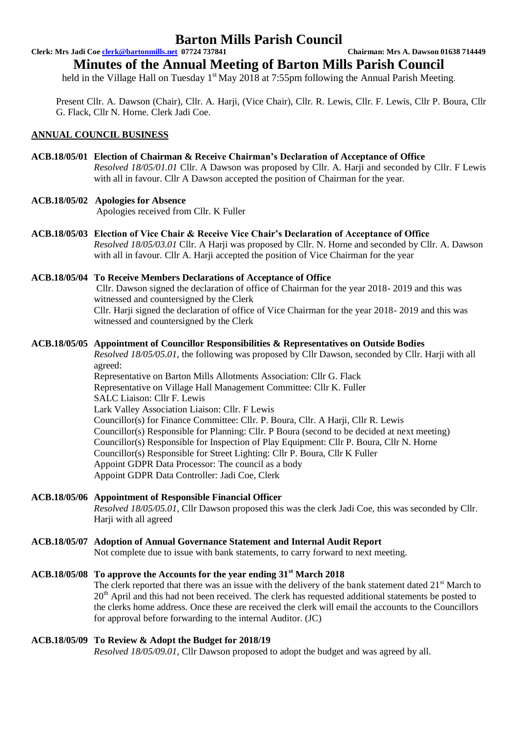# Barton Mills Parish Council

**Clerk: Mrs Jadi Coe clerk@bartonmills.net 07724 737841** **Chairman: Mrs A. Dawson 01638 714449**

## Minutes of the Annual Meeting of Barton Mills Parish Council

held in the Village Hall on Tuesday 1st May 2018 at 7:55pm following the Annual Parish Meeting.

Present Cllr. A. Dawson (Chair), Cllr. A. Harji, (Vice Chair), Cllr. R. Lewis, Cllr. F. Lewis, Cllr P. Boura, Cllr G. Flack, Cllr N. Horne. Clerk Jadi Coe.

### ANNUAL COUNCIL BUSINESS

**ACB.18/05/01 Election of Chairman & Receive Chairman's Declaration of Acceptance of Office**
*Resolved 18/05/01.01* Cllr. A Dawson was proposed by Cllr. A. Harji and seconded by Cllr. F Lewis with all in favour. Cllr A Dawson accepted the position of Chairman for the year.

**ACB.18/05/02 Apologies for Absence**
Apologies received from Cllr. K Fuller

**ACB.18/05/03 Election of Vice Chair & Receive Vice Chair's Declaration of Acceptance of Office**
*Resolved 18/05/03.01* Cllr. A Harji was proposed by Cllr. N. Horne and seconded by Cllr. A. Dawson with all in favour. Cllr A. Harji accepted the position of Vice Chairman for the year

**ACB.18/05/04 To Receive Members Declarations of Acceptance of Office**
Cllr. Dawson signed the declaration of office of Chairman for the year 2018- 2019 and this was witnessed and countersigned by the Clerk
Cllr. Harji signed the declaration of office of Vice Chairman for the year 2018- 2019 and this was witnessed and countersigned by the Clerk

**ACB.18/05/05 Appointment of Councillor Responsibilities & Representatives on Outside Bodies**
*Resolved 18/05/05.01*, the following was proposed by Cllr Dawson, seconded by Cllr. Harji with all agreed:
Representative on Barton Mills Allotments Association: Cllr G. Flack
Representative on Village Hall Management Committee: Cllr K. Fuller
SALC Liaison: Cllr F. Lewis
Lark Valley Association Liaison: Cllr. F Lewis
Councillor(s) for Finance Committee: Cllr. P. Boura, Cllr. A Harji, Cllr R. Lewis
Councillor(s) Responsible for Planning: Cllr. P Boura (second to be decided at next meeting)
Councillor(s) Responsible for Inspection of Play Equipment: Cllr P. Boura, Cllr N. Horne
Councillor(s) Responsible for Street Lighting: Cllr P. Boura, Cllr K Fuller
Appoint GDPR Data Processor: The council as a body
Appoint GDPR Data Controller: Jadi Coe, Clerk

**ACB.18/05/06 Appointment of Responsible Financial Officer**
*Resolved 18/05/05.01*, Cllr Dawson proposed this was the clerk Jadi Coe, this was seconded by Cllr. Harji with all agreed

**ACB.18/05/07 Adoption of Annual Governance Statement and Internal Audit Report**
Not complete due to issue with bank statements, to carry forward to next meeting.

**ACB.18/05/08 To approve the Accounts for the year ending 31st March 2018**
The clerk reported that there was an issue with the delivery of the bank statement dated 21st March to 20th April and this had not been received. The clerk has requested additional statements be posted to the clerks home address. Once these are received the clerk will email the accounts to the Councillors for approval before forwarding to the internal Auditor. (JC)

**ACB.18/05/09 To Review & Adopt the Budget for 2018/19**
*Resolved 18/05/09.01*, Cllr Dawson proposed to adopt the budget and was agreed by all.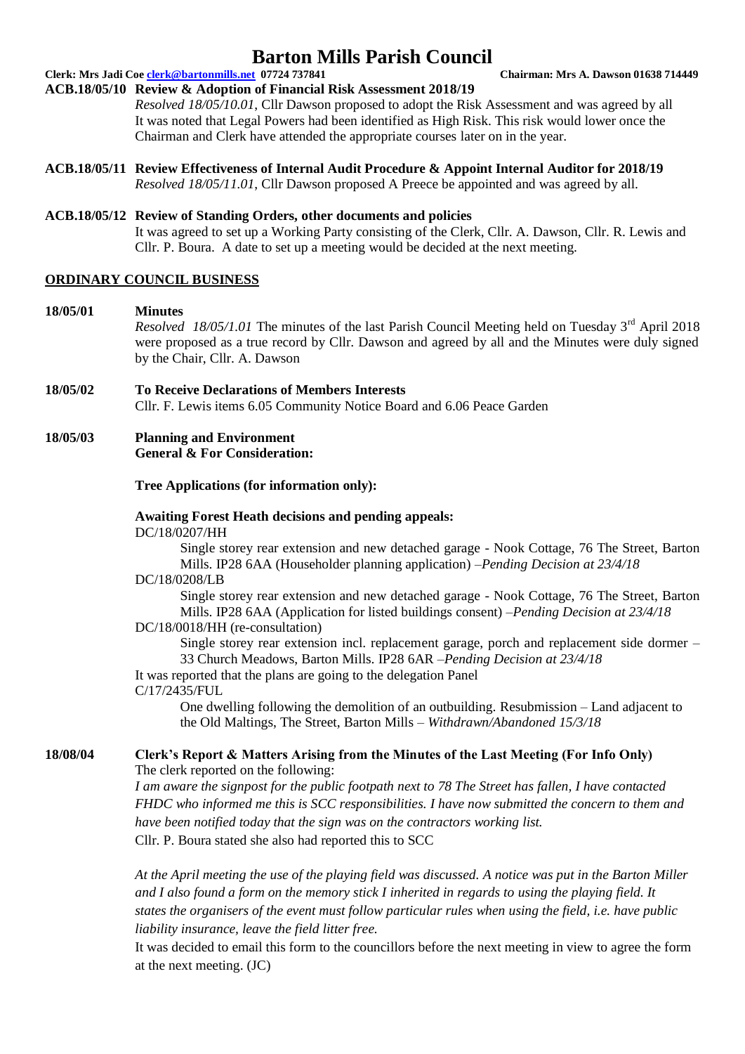# Barton Mills Parish Council

**Clerk: Mrs Jadi Coe clerk@bartonmills.net 07724 737841** **Chairman: Mrs A. Dawson 01638 714449**

**ACB.18/05/10 Review & Adoption of Financial Risk Assessment 2018/19**

*Resolved 18/05/10.01*, Cllr Dawson proposed to adopt the Risk Assessment and was agreed by all. It was noted that Legal Powers had been identified as High Risk. This risk would lower once the Chairman and Clerk have attended the appropriate courses later on in the year.

**ACB.18/05/11 Review Effectiveness of Internal Audit Procedure & Appoint Internal Auditor for 2018/19**

*Resolved 18/05/11.01*, Cllr Dawson proposed A Preece be appointed and was agreed by all.

**ACB.18/05/12 Review of Standing Orders, other documents and policies**

It was agreed to set up a Working Party consisting of the Clerk, Cllr. A. Dawson, Cllr. R. Lewis and Cllr. P. Boura. A date to set up a meeting would be decided at the next meeting.

## ORDINARY COUNCIL BUSINESS

**18/05/01 Minutes**

*Resolved 18/05/1.01* The minutes of the last Parish Council Meeting held on Tuesday 3rd April 2018 were proposed as a true record by Cllr. Dawson and agreed by all and the Minutes were duly signed by the Chair, Cllr. A. Dawson

**18/05/02 To Receive Declarations of Members Interests**

Cllr. F. Lewis items 6.05 Community Notice Board and 6.06 Peace Garden

**18/05/03 Planning and Environment**
**General & For Consideration:**

**Tree Applications (for information only):**

**Awaiting Forest Heath decisions and pending appeals:**

DC/18/0207/HH
Single storey rear extension and new detached garage - Nook Cottage, 76 The Street, Barton Mills. IP28 6AA (Householder planning application) –*Pending Decision at 23/4/18*

DC/18/0208/LB
Single storey rear extension and new detached garage - Nook Cottage, 76 The Street, Barton Mills. IP28 6AA (Application for listed buildings consent) –*Pending Decision at 23/4/18*

DC/18/0018/HH (re-consultation)
Single storey rear extension incl. replacement garage, porch and replacement side dormer – 33 Church Meadows, Barton Mills. IP28 6AR –*Pending Decision at 23/4/18*

It was reported that the plans are going to the delegation Panel

C/17/2435/FUL
One dwelling following the demolition of an outbuilding. Resubmission – Land adjacent to the Old Maltings, The Street, Barton Mills – *Withdrawn/Abandoned 15/3/18*

**18/08/04 Clerk's Report & Matters Arising from the Minutes of the Last Meeting (For Info Only)**

The clerk reported on the following:

*I am aware the signpost for the public footpath next to 78 The Street has fallen, I have contacted FHDC who informed me this is SCC responsibilities. I have now submitted the concern to them and have been notified today that the sign was on the contractors working list.*

Cllr. P. Boura stated she also had reported this to SCC

*At the April meeting the use of the playing field was discussed. A notice was put in the Barton Miller and I also found a form on the memory stick I inherited in regards to using the playing field. It states the organisers of the event must follow particular rules when using the field, i.e. have public liability insurance, leave the field litter free.*

It was decided to email this form to the councillors before the next meeting in view to agree the form at the next meeting. (JC)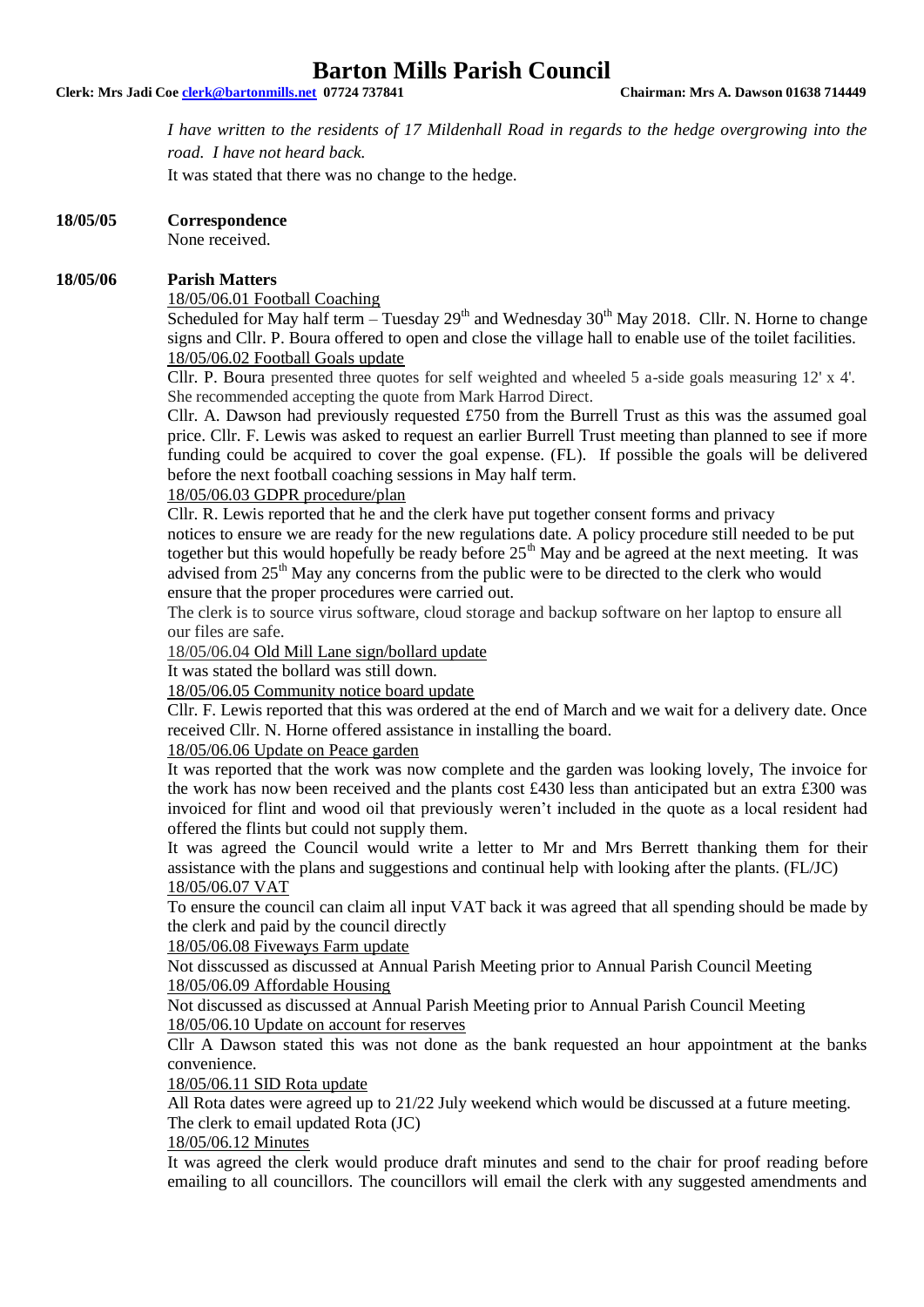*I have written to the residents of 17 Mildenhall Road in regards to the hedge overgrowing into the road. I have not heard back.*

It was stated that there was no change to the hedge.

**18/05/05 Correspondence**

None received.

**18/05/06 Parish Matters**

18/05/06.01 Football Coaching

Scheduled for May half term – Tuesday 29th and Wednesday 30th May 2018. Cllr. N. Horne to change signs and Cllr. P. Boura offered to open and close the village hall to enable use of the toilet facilities.

18/05/06.02 Football Goals update

Cllr. P. Boura presented three quotes for self weighted and wheeled 5 a-side goals measuring 12' x 4'. She recommended accepting the quote from Mark Harrod Direct.

Cllr. A. Dawson had previously requested £750 from the Burrell Trust as this was the assumed goal price. Cllr. F. Lewis was asked to request an earlier Burrell Trust meeting than planned to see if more funding could be acquired to cover the goal expense. (FL). If possible the goals will be delivered before the next football coaching sessions in May half term.

18/05/06.03 GDPR procedure/plan

Cllr. R. Lewis reported that he and the clerk have put together consent forms and privacy notices to ensure we are ready for the new regulations date. A policy procedure still needed to be put together but this would hopefully be ready before 25th May and be agreed at the next meeting. It was advised from 25th May any concerns from the public were to be directed to the clerk who would ensure that the proper procedures were carried out.

The clerk is to source virus software, cloud storage and backup software on her laptop to ensure all our files are safe.

18/05/06.04 Old Mill Lane sign/bollard update

It was stated the bollard was still down.

18/05/06.05 Community notice board update

Cllr. F. Lewis reported that this was ordered at the end of March and we wait for a delivery date. Once received Cllr. N. Horne offered assistance in installing the board.

18/05/06.06 Update on Peace garden

It was reported that the work was now complete and the garden was looking lovely, The invoice for the work has now been received and the plants cost £430 less than anticipated but an extra £300 was invoiced for flint and wood oil that previously weren't included in the quote as a local resident had offered the flints but could not supply them.

It was agreed the Council would write a letter to Mr and Mrs Berrett thanking them for their assistance with the plans and suggestions and continual help with looking after the plants. (FL/JC)

18/05/06.07 VAT

To ensure the council can claim all input VAT back it was agreed that all spending should be made by the clerk and paid by the council directly

18/05/06.08 Fiveways Farm update

Not disscussed as discussed at Annual Parish Meeting prior to Annual Parish Council Meeting

18/05/06.09 Affordable Housing

Not discussed as discussed at Annual Parish Meeting prior to Annual Parish Council Meeting

18/05/06.10 Update on account for reserves

Cllr A Dawson stated this was not done as the bank requested an hour appointment at the banks convenience.

18/05/06.11 SID Rota update

All Rota dates were agreed up to 21/22 July weekend which would be discussed at a future meeting. The clerk to email updated Rota (JC)

18/05/06.12 Minutes

It was agreed the clerk would produce draft minutes and send to the chair for proof reading before emailing to all councillors. The councillors will email the clerk with any suggested amendments and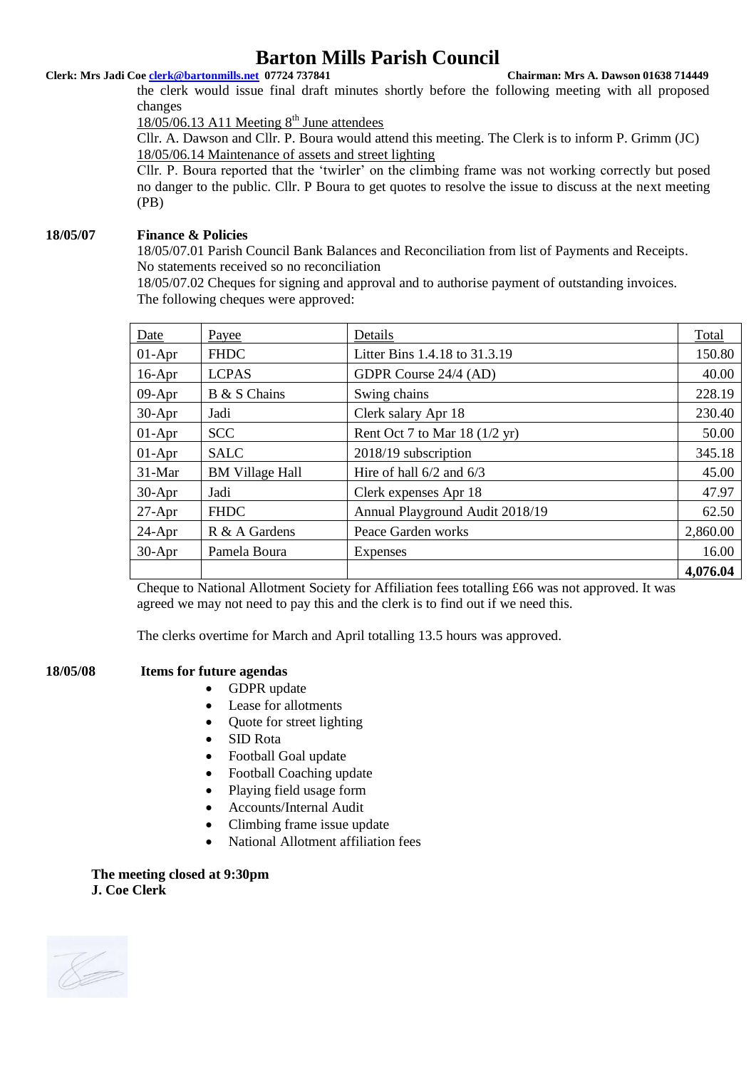the clerk would issue final draft minutes shortly before the following meeting with all proposed changes

18/05/06.13 A11 Meeting 8th June attendees

Cllr. A. Dawson and Cllr. P. Boura would attend this meeting. The Clerk is to inform P. Grimm (JC)

18/05/06.14 Maintenance of assets and street lighting

Cllr. P. Boura reported that the 'twirler' on the climbing frame was not working correctly but posed no danger to the public. Cllr. P Boura to get quotes to resolve the issue to discuss at the next meeting (PB)

**18/05/07 Finance & Policies**

18/05/07.01 Parish Council Bank Balances and Reconciliation from list of Payments and Receipts.
No statements received so no reconciliation

18/05/07.02 Cheques for signing and approval and to authorise payment of outstanding invoices.
The following cheques were approved:

| Date | Payee | Details | Total |
|---|---|---|---|
| 01-Apr | FHDC | Litter Bins 1.4.18 to 31.3.19 | 150.80 |
| 16-Apr | LCPAS | GDPR Course 24/4 (AD) | 40.00 |
| 09-Apr | B & S Chains | Swing chains | 228.19 |
| 30-Apr | Jadi | Clerk salary Apr 18 | 230.40 |
| 01-Apr | SCC | Rent Oct 7 to Mar 18 (1/2 yr) | 50.00 |
| 01-Apr | SALC | 2018/19 subscription | 345.18 |
| 31-Mar | BM Village Hall | Hire of hall 6/2 and 6/3 | 45.00 |
| 30-Apr | Jadi | Clerk expenses Apr 18 | 47.97 |
| 27-Apr | FHDC | Annual Playground Audit 2018/19 | 62.50 |
| 24-Apr | R & A Gardens | Peace Garden works | 2,860.00 |
| 30-Apr | Pamela Boura | Expenses | 16.00 |
| | | | **4,076.04** |

Cheque to National Allotment Society for Affiliation fees totalling £66 was not approved. It was agreed we may not need to pay this and the clerk is to find out if we need this.

The clerks overtime for March and April totalling 13.5 hours was approved.

**18/05/08 Items for future agendas**

- GDPR update
- Lease for allotments
- Quote for street lighting
- SID Rota
- Football Goal update
- Football Coaching update
- Playing field usage form
- Accounts/Internal Audit
- Climbing frame issue update
- National Allotment affiliation fees

**The meeting closed at 9:30pm**
**J. Coe Clerk**